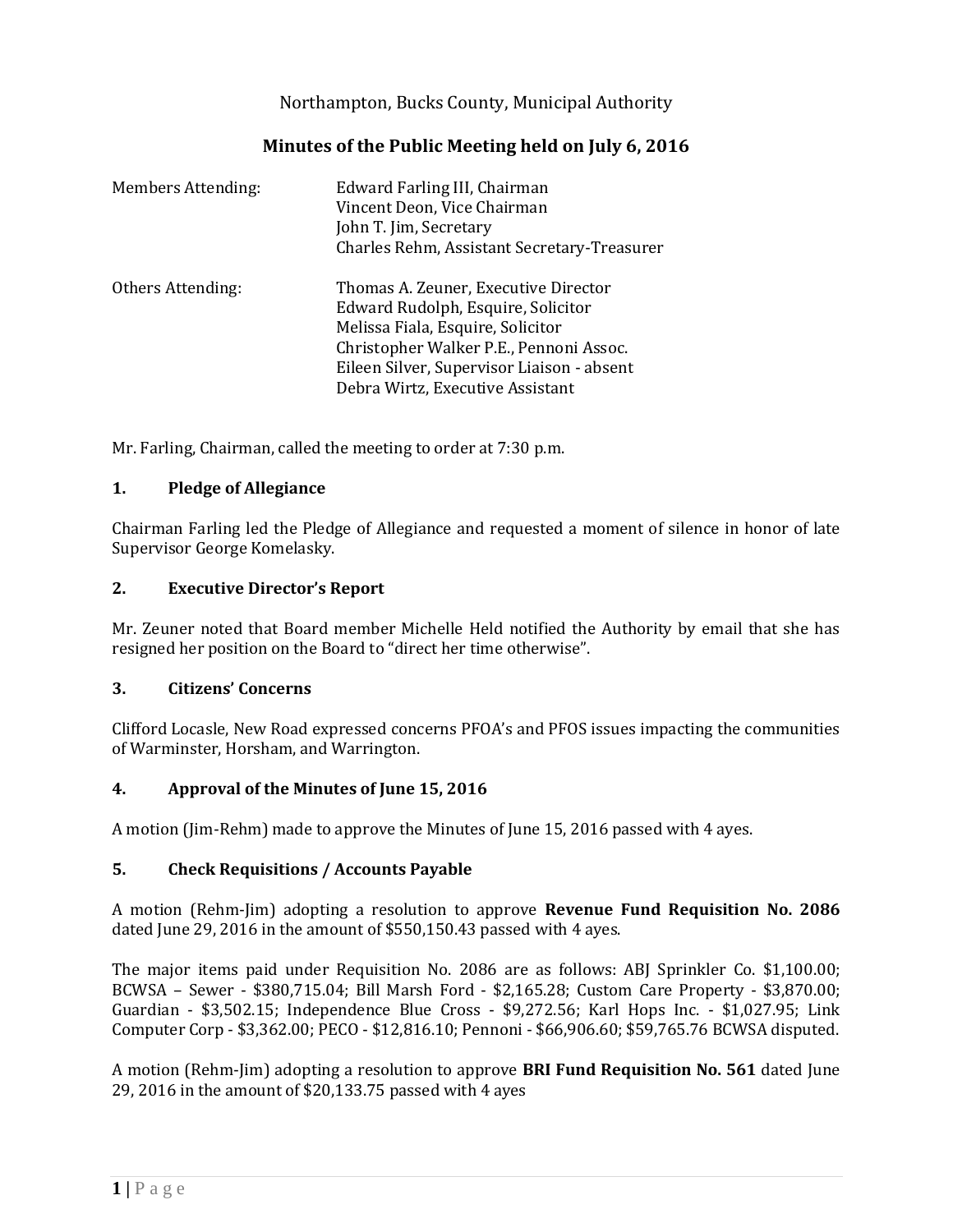Northampton, Bucks County, Municipal Authority

# Minutes of the Public Meeting held on July 6, 2016

| | |
|---|---|
| Members Attending: | Edward Farling III, Chairman<br>Vincent Deon, Vice Chairman<br>John T. Jim, Secretary<br>Charles Rehm, Assistant Secretary-Treasurer |
| Others Attending: | Thomas A. Zeuner, Executive Director<br>Edward Rudolph, Esquire, Solicitor<br>Melissa Fiala, Esquire, Solicitor<br>Christopher Walker P.E., Pennoni Assoc.<br>Eileen Silver, Supervisor Liaison - absent<br>Debra Wirtz, Executive Assistant |

Mr. Farling, Chairman, called the meeting to order at 7:30 p.m.

## 1. Pledge of Allegiance

Chairman Farling led the Pledge of Allegiance and requested a moment of silence in honor of late Supervisor George Komelasky.

## 2. Executive Director's Report

Mr. Zeuner noted that Board member Michelle Held notified the Authority by email that she has resigned her position on the Board to "direct her time otherwise".

## 3. Citizens' Concerns

Clifford Locasle, New Road expressed concerns PFOA's and PFOS issues impacting the communities of Warminster, Horsham, and Warrington.

## 4. Approval of the Minutes of June 15, 2016

A motion (Jim-Rehm) made to approve the Minutes of June 15, 2016 passed with 4 ayes.

## 5. Check Requisitions / Accounts Payable

A motion (Rehm-Jim) adopting a resolution to approve **Revenue Fund Requisition No. 2086** dated June 29, 2016 in the amount of $550,150.43 passed with 4 ayes.

The major items paid under Requisition No. 2086 are as follows: ABJ Sprinkler Co. $1,100.00; BCWSA – Sewer - $380,715.04; Bill Marsh Ford - $2,165.28; Custom Care Property - $3,870.00; Guardian - $3,502.15; Independence Blue Cross - $9,272.56; Karl Hops Inc. - $1,027.95; Link Computer Corp - $3,362.00; PECO - $12,816.10; Pennoni - $66,906.60; $59,765.76 BCWSA disputed.

A motion (Rehm-Jim) adopting a resolution to approve **BRI Fund Requisition No. 561** dated June 29, 2016 in the amount of $20,133.75 passed with 4 ayes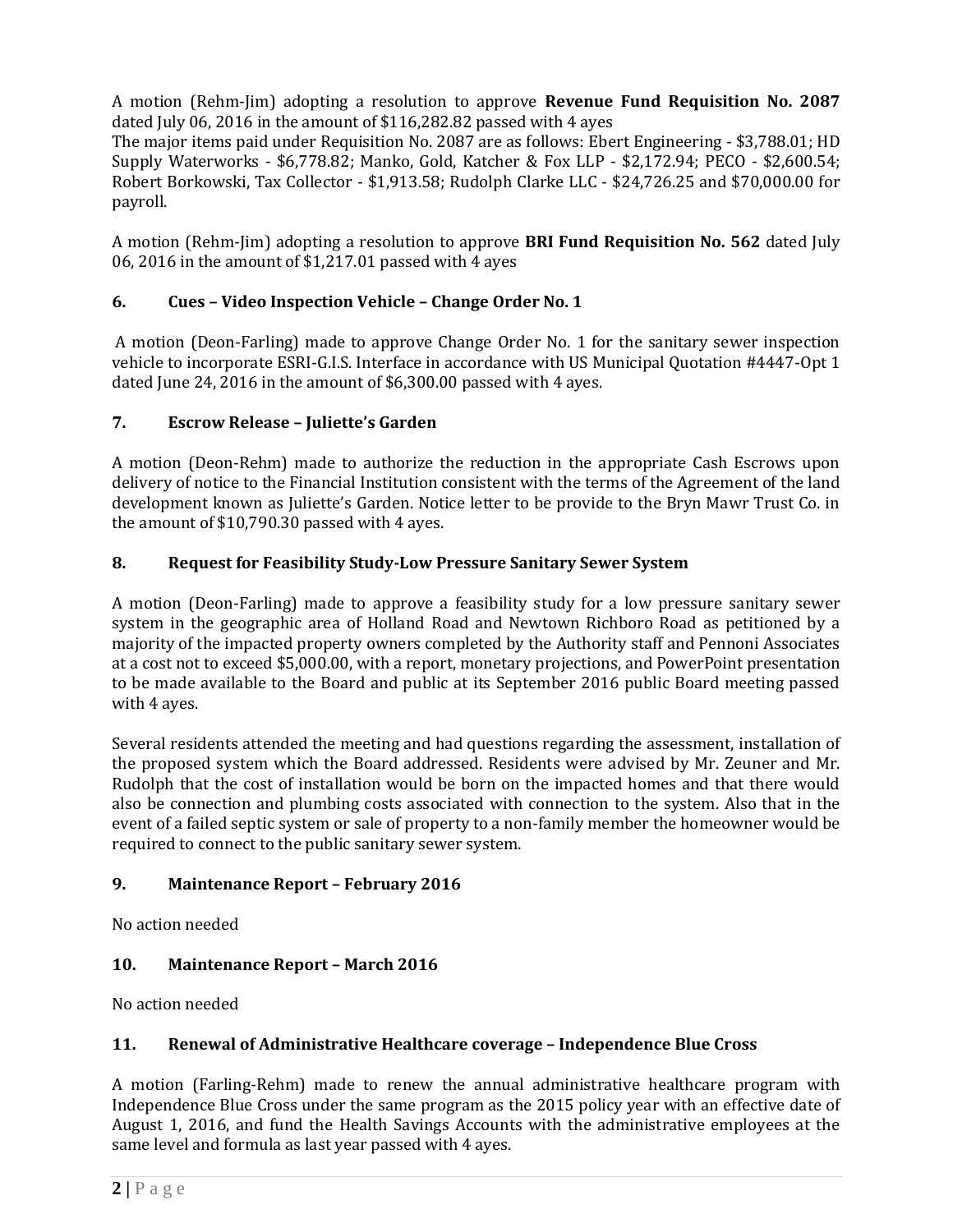A motion (Rehm-Jim) adopting a resolution to approve **Revenue Fund Requisition No. 2087** dated July 06, 2016 in the amount of $116,282.82 passed with 4 ayes

The major items paid under Requisition No. 2087 are as follows: Ebert Engineering - $3,788.01; HD Supply Waterworks - $6,778.82; Manko, Gold, Katcher & Fox LLP - $2,172.94; PECO - $2,600.54; Robert Borkowski, Tax Collector - $1,913.58; Rudolph Clarke LLC - $24,726.25 and $70,000.00 for payroll.

A motion (Rehm-Jim) adopting a resolution to approve **BRI Fund Requisition No. 562** dated July 06, 2016 in the amount of $1,217.01 passed with 4 ayes

### 6. Cues – Video Inspection Vehicle – Change Order No. 1

A motion (Deon-Farling) made to approve Change Order No. 1 for the sanitary sewer inspection vehicle to incorporate ESRI-G.I.S. Interface in accordance with US Municipal Quotation #4447-Opt 1 dated June 24, 2016 in the amount of $6,300.00 passed with 4 ayes.

### 7. Escrow Release – Juliette's Garden

A motion (Deon-Rehm) made to authorize the reduction in the appropriate Cash Escrows upon delivery of notice to the Financial Institution consistent with the terms of the Agreement of the land development known as Juliette's Garden. Notice letter to be provide to the Bryn Mawr Trust Co. in the amount of $10,790.30 passed with 4 ayes.

### 8. Request for Feasibility Study-Low Pressure Sanitary Sewer System

A motion (Deon-Farling) made to approve a feasibility study for a low pressure sanitary sewer system in the geographic area of Holland Road and Newtown Richboro Road as petitioned by a majority of the impacted property owners completed by the Authority staff and Pennoni Associates at a cost not to exceed $5,000.00, with a report, monetary projections, and PowerPoint presentation to be made available to the Board and public at its September 2016 public Board meeting passed with 4 ayes.

Several residents attended the meeting and had questions regarding the assessment, installation of the proposed system which the Board addressed. Residents were advised by Mr. Zeuner and Mr. Rudolph that the cost of installation would be born on the impacted homes and that there would also be connection and plumbing costs associated with connection to the system. Also that in the event of a failed septic system or sale of property to a non-family member the homeowner would be required to connect to the public sanitary sewer system.

### 9. Maintenance Report – February 2016

No action needed

### 10. Maintenance Report – March 2016

No action needed

### 11. Renewal of Administrative Healthcare coverage – Independence Blue Cross

A motion (Farling-Rehm) made to renew the annual administrative healthcare program with Independence Blue Cross under the same program as the 2015 policy year with an effective date of August 1, 2016, and fund the Health Savings Accounts with the administrative employees at the same level and formula as last year passed with 4 ayes.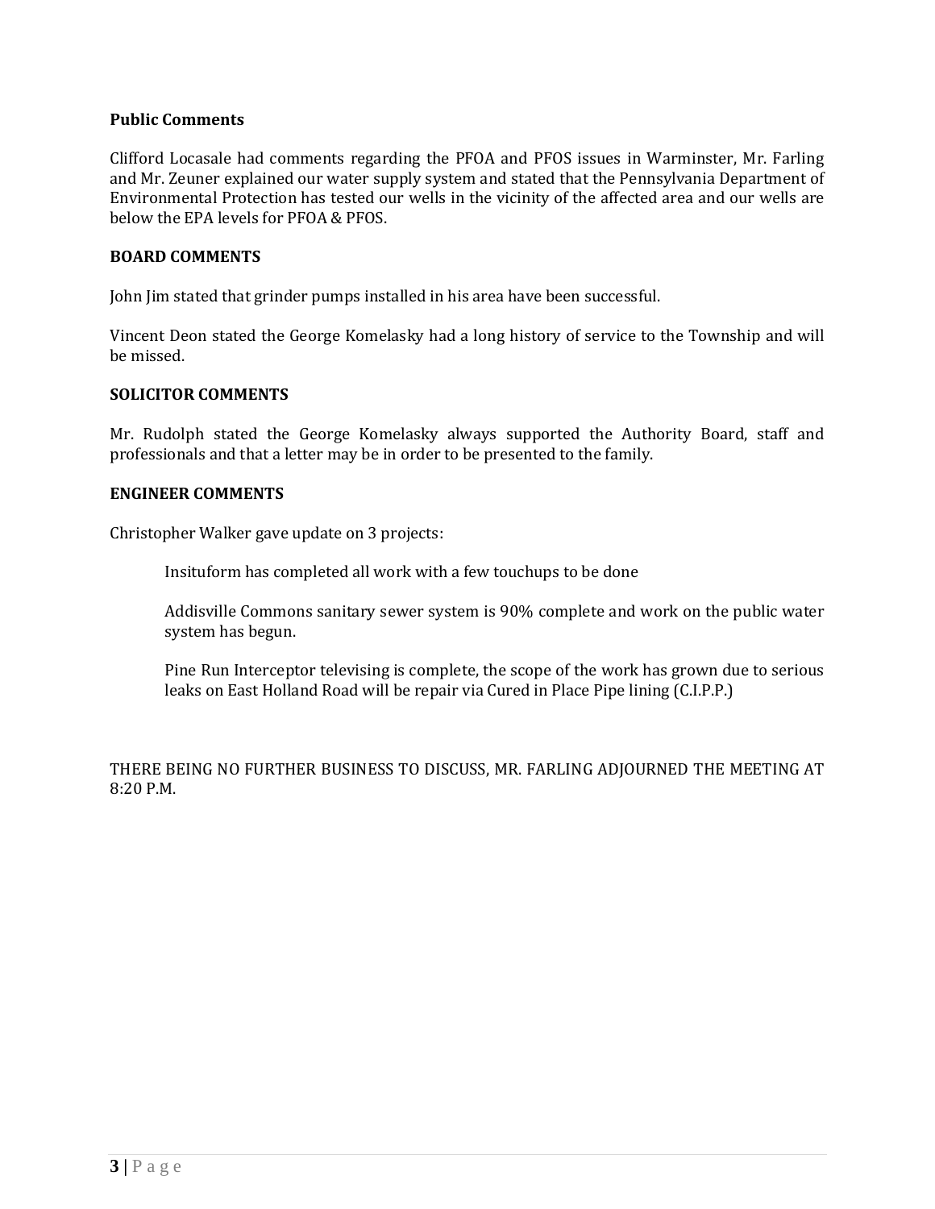**Public Comments**

Clifford Locasale had comments regarding the PFOA and PFOS issues in Warminster, Mr. Farling and Mr. Zeuner explained our water supply system and stated that the Pennsylvania Department of Environmental Protection has tested our wells in the vicinity of the affected area and our wells are below the EPA levels for PFOA & PFOS.

**BOARD COMMENTS**

John Jim stated that grinder pumps installed in his area have been successful.

Vincent Deon stated the George Komelasky had a long history of service to the Township and will be missed.

**SOLICITOR COMMENTS**

Mr. Rudolph stated the George Komelasky always supported the Authority Board, staff and professionals and that a letter may be in order to be presented to the family.

**ENGINEER COMMENTS**

Christopher Walker gave update on 3 projects:

> Insituform has completed all work with a few touchups to be done
>
> Addisville Commons sanitary sewer system is 90% complete and work on the public water system has begun.
>
> Pine Run Interceptor televising is complete, the scope of the work has grown due to serious leaks on East Holland Road will be repair via Cured in Place Pipe lining (C.I.P.P.)

THERE BEING NO FURTHER BUSINESS TO DISCUSS, MR. FARLING ADJOURNED THE MEETING AT 8:20 P.M.